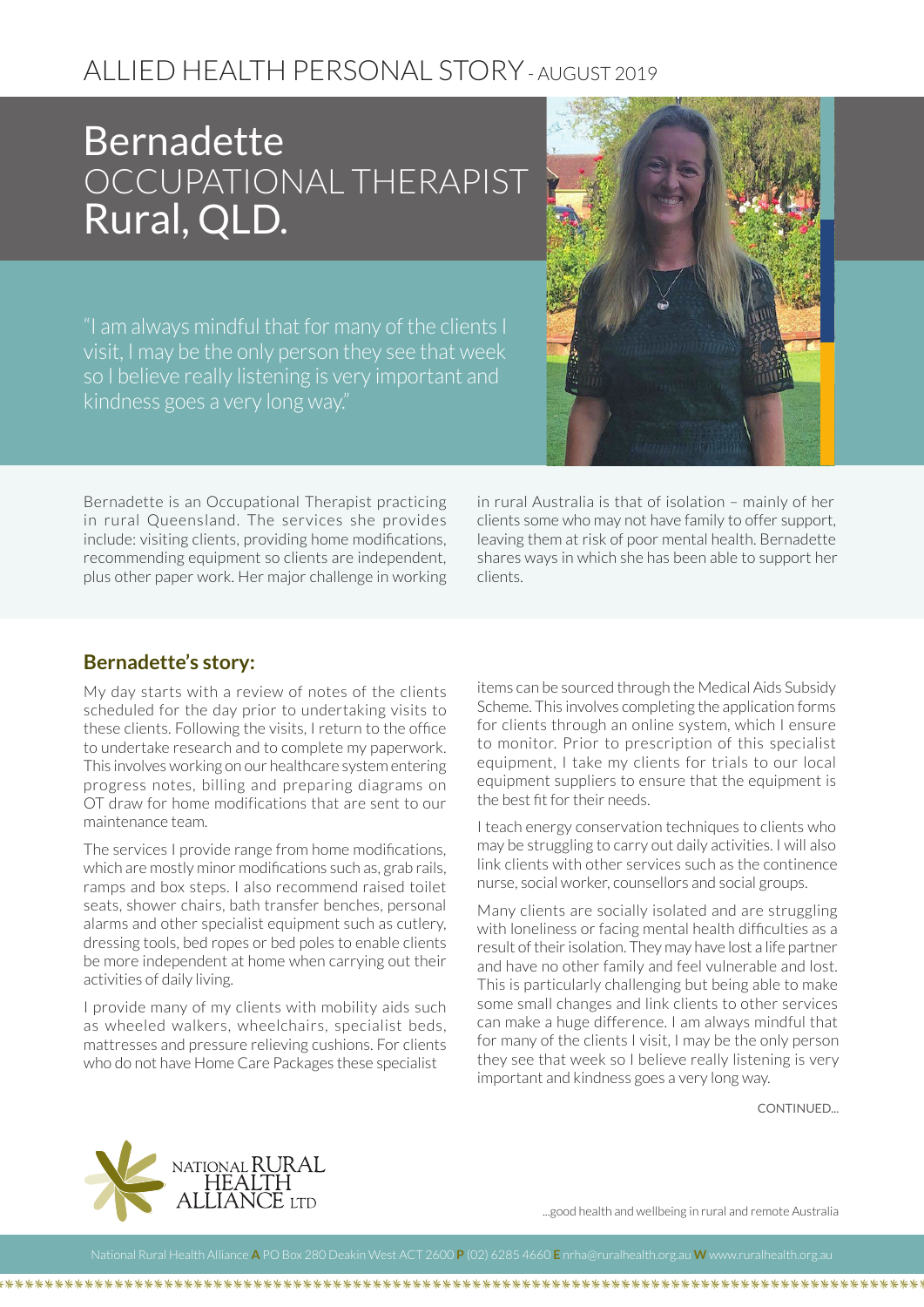ALLIED HEALTH PERSONAL STORY - AUGUST 2019

# Bernadette
## OCCUPATIONAL THERAPIST
## Rural, QLD.

"I am always mindful that for many of the clients I visit, I may be the only person they see that week so I believe really listening is very important and kindness goes a very long way."

Bernadette is an Occupational Therapist practicing in rural Queensland. The services she provides include: visiting clients, providing home modifications, recommending equipment so clients are independent, plus other paper work. Her major challenge in working in rural Australia is that of isolation – mainly of her clients some who may not have family to offer support, leaving them at risk of poor mental health. Bernadette shares ways in which she has been able to support her clients.

## Bernadette's story:

My day starts with a review of notes of the clients scheduled for the day prior to undertaking visits to these clients. Following the visits, I return to the office to undertake research and to complete my paperwork. This involves working on our healthcare system entering progress notes, billing and preparing diagrams on OT draw for home modifications that are sent to our maintenance team.

The services I provide range from home modifications, which are mostly minor modifications such as, grab rails, ramps and box steps. I also recommend raised toilet seats, shower chairs, bath transfer benches, personal alarms and other specialist equipment such as cutlery, dressing tools, bed ropes or bed poles to enable clients be more independent at home when carrying out their activities of daily living.

I provide many of my clients with mobility aids such as wheeled walkers, wheelchairs, specialist beds, mattresses and pressure relieving cushions. For clients who do not have Home Care Packages these specialist items can be sourced through the Medical Aids Subsidy Scheme. This involves completing the application forms for clients through an online system, which I ensure to monitor. Prior to prescription of this specialist equipment, I take my clients for trials to our local equipment suppliers to ensure that the equipment is the best fit for their needs.

I teach energy conservation techniques to clients who may be struggling to carry out daily activities. I will also link clients with other services such as the continence nurse, social worker, counsellors and social groups.

Many clients are socially isolated and are struggling with loneliness or facing mental health difficulties as a result of their isolation. They may have lost a life partner and have no other family and feel vulnerable and lost. This is particularly challenging but being able to make some small changes and link clients to other services can make a huge difference. I am always mindful that for many of the clients I visit, I may be the only person they see that week so I believe really listening is very important and kindness goes a very long way.

CONTINUED...

NATIONAL RURAL HEALTH ALLIANCE LTD

...good health and wellbeing in rural and remote Australia

National Rural Health Alliance **A** PO Box 280 Deakin West ACT 2600 **P** (02) 6285 4660 **E** nrha@ruralhealth.org.au **W** www.ruralhealth.org.au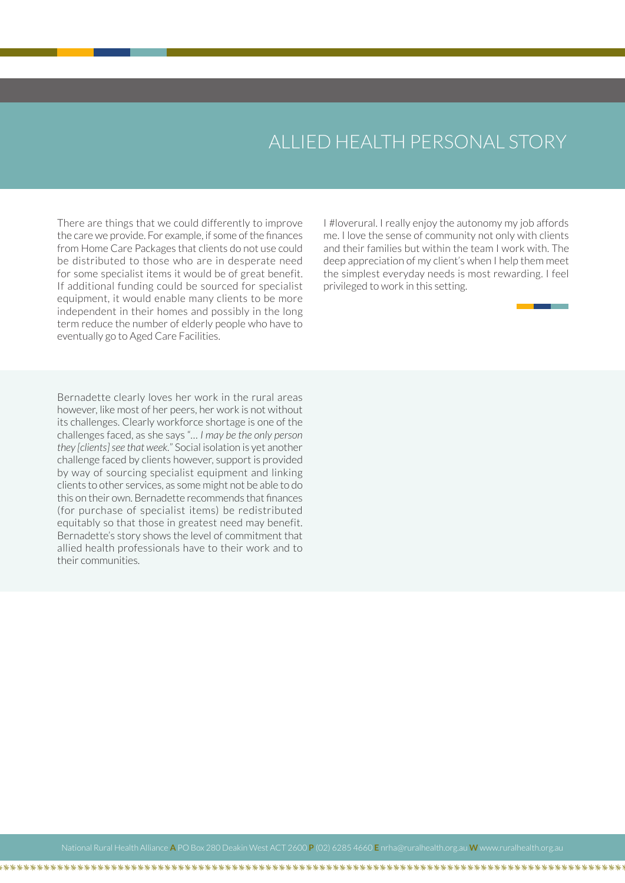# ALLIED HEALTH PERSONAL STORY

There are things that we could differently to improve the care we provide. For example, if some of the finances from Home Care Packages that clients do not use could be distributed to those who are in desperate need for some specialist items it would be of great benefit. If additional funding could be sourced for specialist equipment, it would enable many clients to be more independent in their homes and possibly in the long term reduce the number of elderly people who have to eventually go to Aged Care Facilities.

I #loverural. I really enjoy the autonomy my job affords me. I love the sense of community not only with clients and their families but within the team I work with. The deep appreciation of my client's when I help them meet the simplest everyday needs is most rewarding. I feel privileged to work in this setting.

Bernadette clearly loves her work in the rural areas however, like most of her peers, her work is not without its challenges. Clearly workforce shortage is one of the challenges faced, as she says "*... I may be the only person they [clients] see that week.*" Social isolation is yet another challenge faced by clients however, support is provided by way of sourcing specialist equipment and linking clients to other services, as some might not be able to do this on their own. Bernadette recommends that finances (for purchase of specialist items) be redistributed equitably so that those in greatest need may benefit. Bernadette's story shows the level of commitment that allied health professionals have to their work and to their communities.

National Rural Health Alliance **A** PO Box 280 Deakin West ACT 2600 **P** (02) 6285 4660 **E** nrha@ruralhealth.org.au **W** www.ruralhealth.org.au